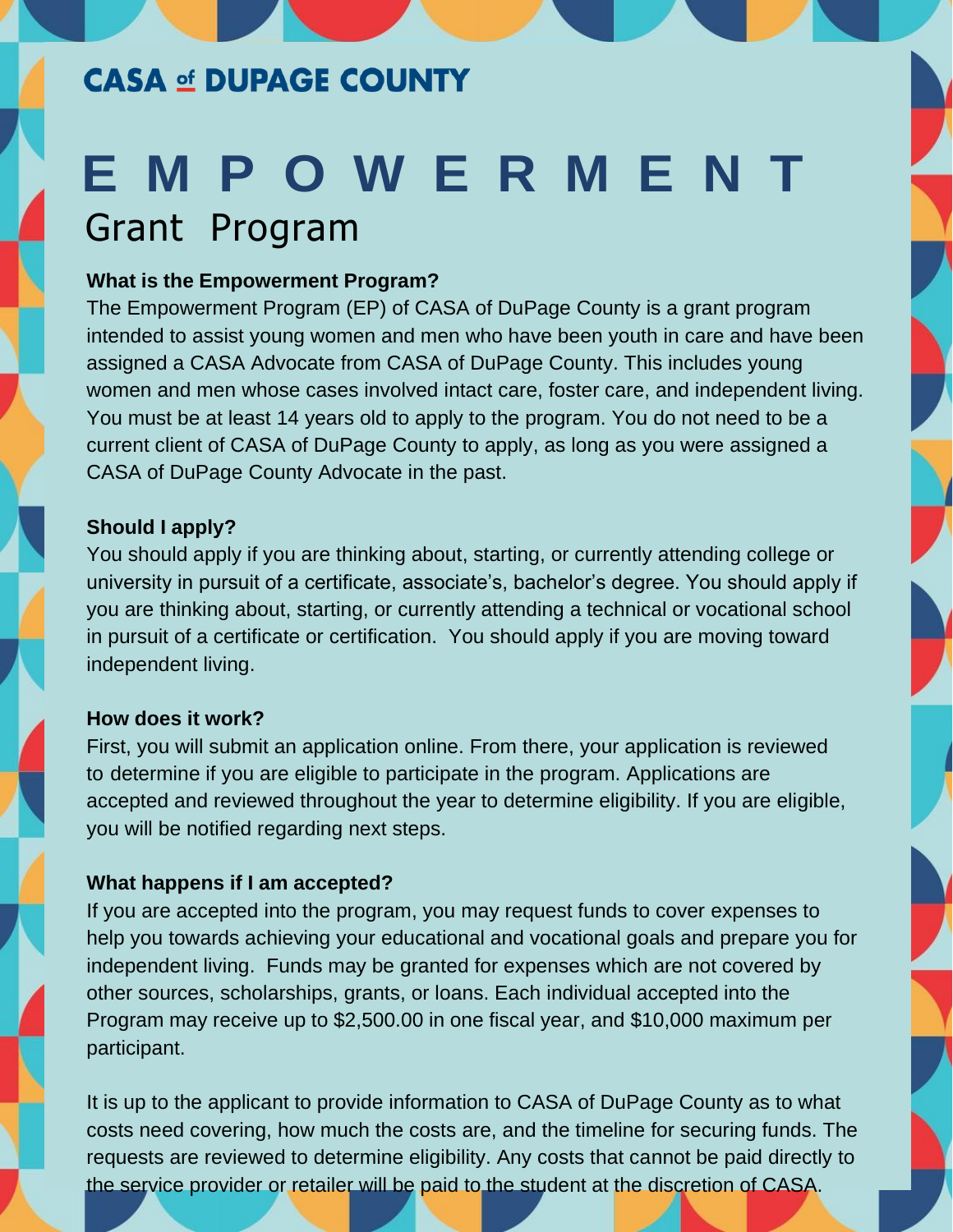**CASA of DUPAGE COUNTY**

# EMPOWERMENT
## Grant Program

**What is the Empowerment Program?**

The Empowerment Program (EP) of CASA of DuPage County is a grant program intended to assist young women and men who have been youth in care and have been assigned a CASA Advocate from CASA of DuPage County. This includes young women and men whose cases involved intact care, foster care, and independent living. You must be at least 14 years old to apply to the program. You do not need to be a current client of CASA of DuPage County to apply, as long as you were assigned a CASA of DuPage County Advocate in the past.

**Should I apply?**

You should apply if you are thinking about, starting, or currently attending college or university in pursuit of a certificate, associate's, bachelor's degree. You should apply if you are thinking about, starting, or currently attending a technical or vocational school in pursuit of a certificate or certification. You should apply if you are moving toward independent living.

**How does it work?**

First, you will submit an application online. From there, your application is reviewed to determine if you are eligible to participate in the program. Applications are accepted and reviewed throughout the year to determine eligibility. If you are eligible, you will be notified regarding next steps.

**What happens if I am accepted?**

If you are accepted into the program, you may request funds to cover expenses to help you towards achieving your educational and vocational goals and prepare you for independent living. Funds may be granted for expenses which are not covered by other sources, scholarships, grants, or loans. Each individual accepted into the Program may receive up to $2,500.00 in one fiscal year, and $10,000 maximum per participant.

It is up to the applicant to provide information to CASA of DuPage County as to what costs need covering, how much the costs are, and the timeline for securing funds. The requests are reviewed to determine eligibility. Any costs that cannot be paid directly to the service provider or retailer will be paid to the student at the discretion of CASA.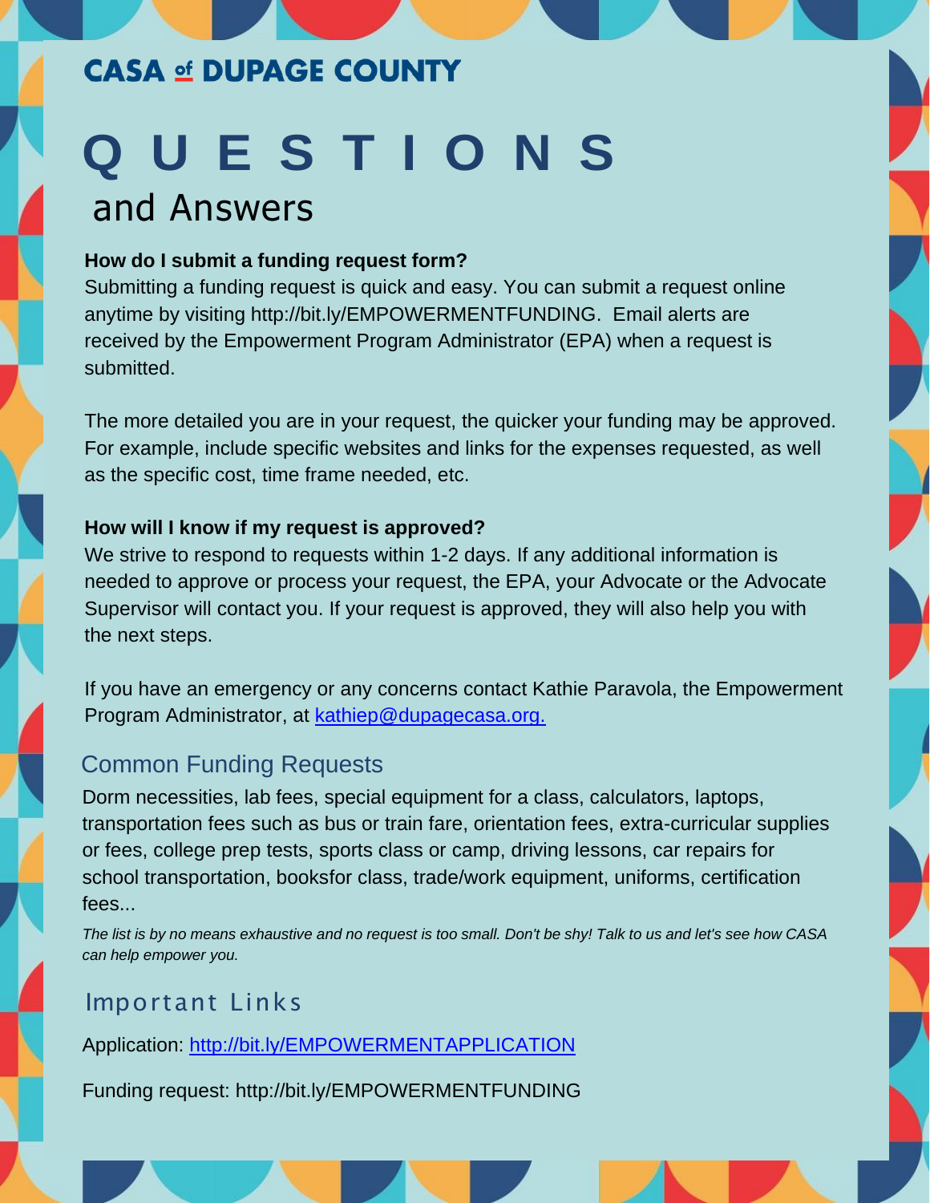**CASA of DUPAGE COUNTY**

# QUESTIONS and Answers

**How do I submit a funding request form?**

Submitting a funding request is quick and easy. You can submit a request online anytime by visiting http://bit.ly/EMPOWERMENTFUNDING. Email alerts are received by the Empowerment Program Administrator (EPA) when a request is submitted.

The more detailed you are in your request, the quicker your funding may be approved. For example, include specific websites and links for the expenses requested, as well as the specific cost, time frame needed, etc.

**How will I know if my request is approved?**

We strive to respond to requests within 1-2 days. If any additional information is needed to approve or process your request, the EPA, your Advocate or the Advocate Supervisor will contact you. If your request is approved, they will also help you with the next steps.

If you have an emergency or any concerns contact Kathie Paravola, the Empowerment Program Administrator, at kathiep@dupagecasa.org.

## Common Funding Requests

Dorm necessities, lab fees, special equipment for a class, calculators, laptops, transportation fees such as bus or train fare, orientation fees, extra-curricular supplies or fees, college prep tests, sports class or camp, driving lessons, car repairs for school transportation, booksfor class, trade/work equipment, uniforms, certification fees...

*The list is by no means exhaustive and no request is too small. Don't be shy! Talk to us and let's see how CASA can help empower you.*

## Important Links

Application: http://bit.ly/EMPOWERMENTAPPLICATION

Funding request: http://bit.ly/EMPOWERMENTFUNDING